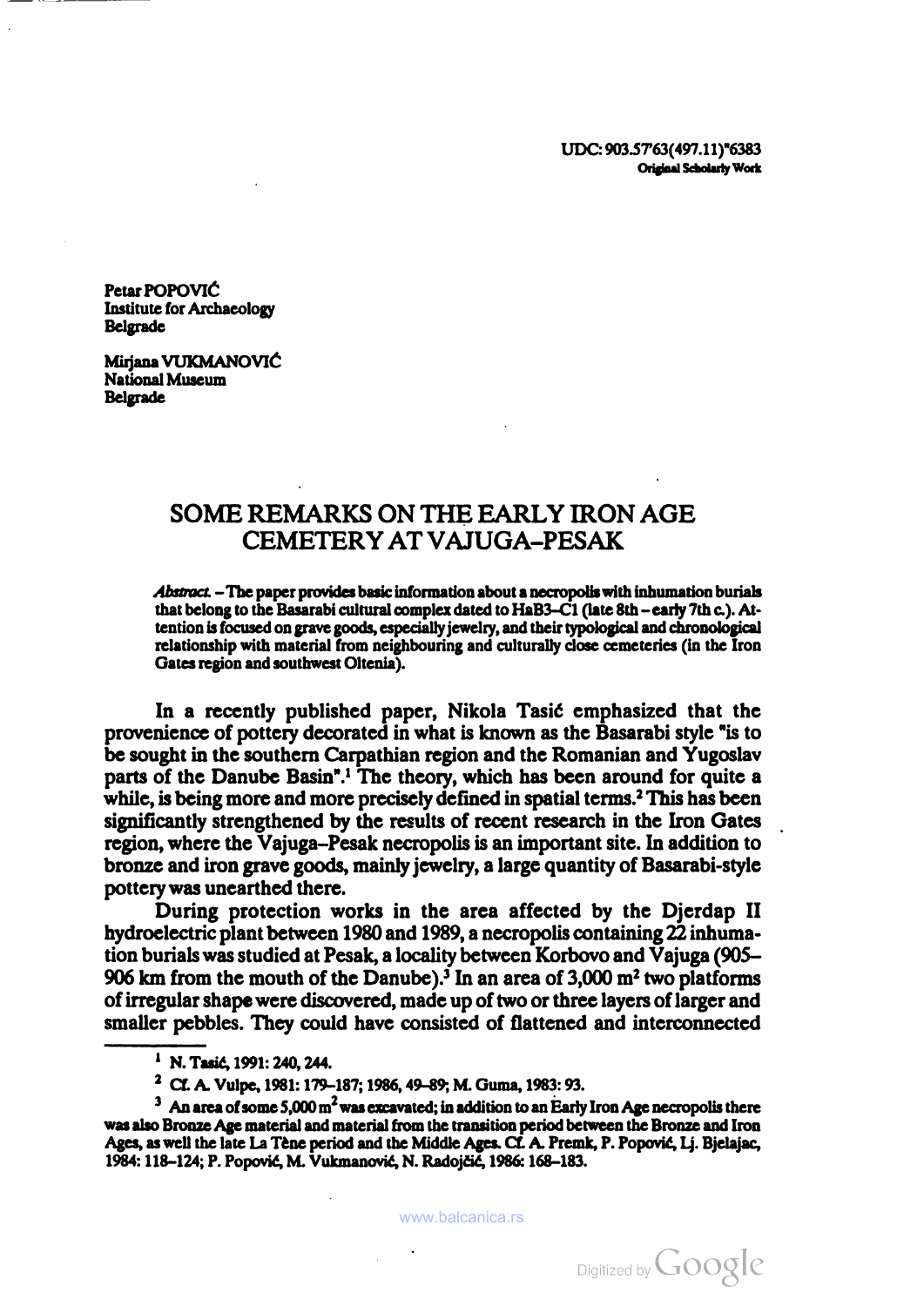UDC: 903.5'763(497.11)"6383
**Original Scholarly Work**

Petar POPOVIĆ
Institute for Archaeology
Belgrade

Mirjana VUKMANOVIĆ
National Museum
Belgrade

# SOME REMARKS ON THE EARLY IRON AGE CEMETERY AT VAJUGA–PESAK

***Abstract.*** – **The paper provides basic information about a necropolis with inhumation burials that belong to the Basarabi cultural complex dated to HaB3–C1 (late 8th – early 7th c.). Attention is focused on grave goods, especially jewelry, and their typological and chronological relationship with material from neighbouring and culturally close cemeteries (in the Iron Gates region and southwest Oltenia).**

In a recently published paper, Nikola Tasić emphasized that the provenience of pottery decorated in what is known as the Basarabi style "is to be sought in the southern Carpathian region and the Romanian and Yugoslav parts of the Danube Basin".[1] The theory, which has been around for quite a while, is being more and more precisely defined in spatial terms.[2] This has been significantly strengthened by the results of recent research in the Iron Gates region, where the Vajuga–Pesak necropolis is an important site. In addition to bronze and iron grave goods, mainly jewelry, a large quantity of Basarabi-style pottery was unearthed there.

During protection works in the area affected by the Djerdap II hydroelectric plant between 1980 and 1989, a necropolis containing 22 inhumation burials was studied at Pesak, a locality between Korbovo and Vajuga (905–906 km from the mouth of the Danube).[3] In an area of 3,000 m² two platforms of irregular shape were discovered, made up of two or three layers of larger and smaller pebbles. They could have consisted of flattened and interconnected

---

[1] N. Tasić, 1991: 240, 244.

[2] Cf. A. Vulpe, 1981: 179–187; 1986, 49–89; M. Guma, 1983: 93.

[3] An area of some 5,000 m² was excavated; in addition to an Early Iron Age necropolis there was also Bronze Age material and material from the transition period between the Bronze and Iron Ages, as well the late La Tène period and the Middle Ages. Cf. A. Premk, P. Popović, Lj. Bjelajac, 1984: 118–124; P. Popović, M. Vukmanović, N. Radojčić, 1986: 168–183.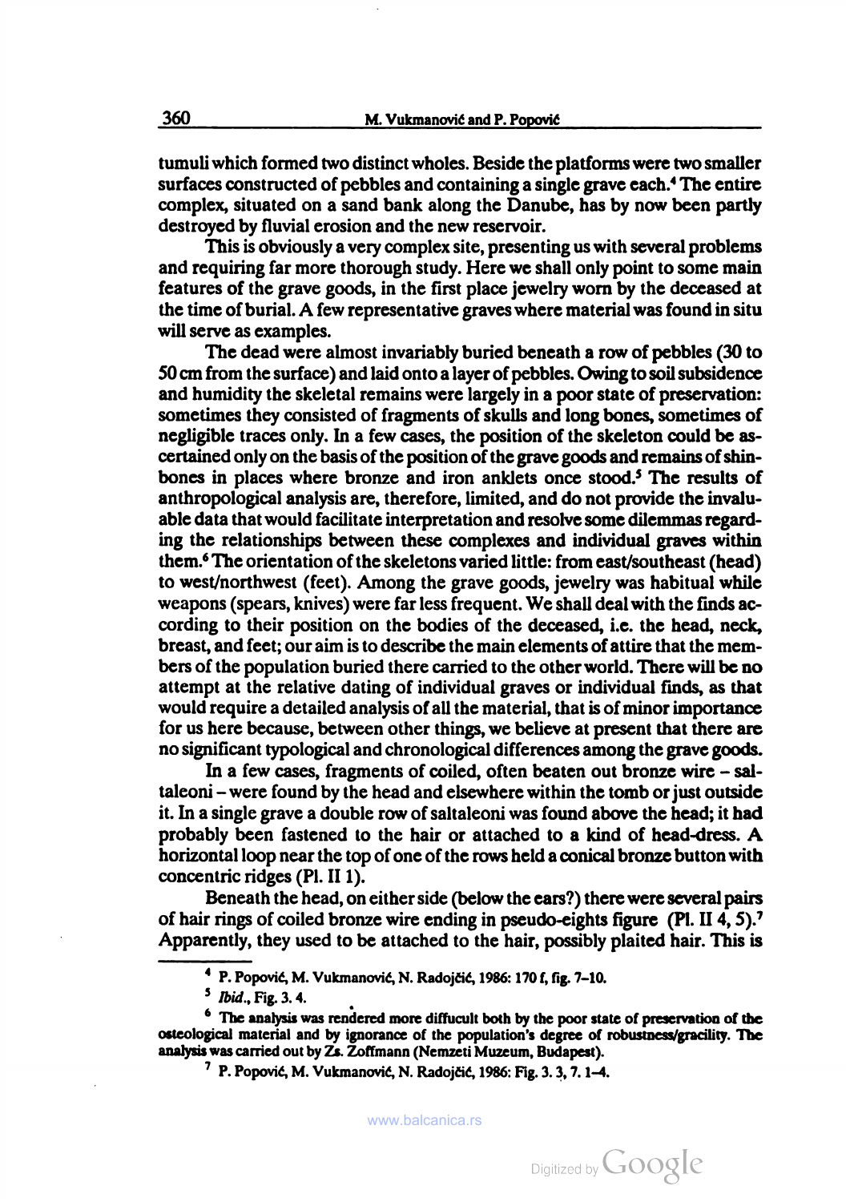tumuli which formed two distinct wholes. Beside the platforms were two smaller surfaces constructed of pebbles and containing a single grave each.[4] The entire complex, situated on a sand bank along the Danube, has by now been partly destroyed by fluvial erosion and the new reservoir.

This is obviously a very complex site, presenting us with several problems and requiring far more thorough study. Here we shall only point to some main features of the grave goods, in the first place jewelry worn by the deceased at the time of burial. A few representative graves where material was found in situ will serve as examples.

The dead were almost invariably buried beneath a row of pebbles (30 to 50 cm from the surface) and laid onto a layer of pebbles. Owing to soil subsidence and humidity the skeletal remains were largely in a poor state of preservation: sometimes they consisted of fragments of skulls and long bones, sometimes of negligible traces only. In a few cases, the position of the skeleton could be ascertained only on the basis of the position of the grave goods and remains of shinbones in places where bronze and iron anklets once stood.[5] The results of anthropological analysis are, therefore, limited, and do not provide the invaluable data that would facilitate interpretation and resolve some dilemmas regarding the relationships between these complexes and individual graves within them.[6] The orientation of the skeletons varied little: from east/southeast (head) to west/northwest (feet). Among the grave goods, jewelry was habitual while weapons (spears, knives) were far less frequent. We shall deal with the finds according to their position on the bodies of the deceased, i.e. the head, neck, breast, and feet; our aim is to describe the main elements of attire that the members of the population buried there carried to the other world. There will be no attempt at the relative dating of individual graves or individual finds, as that would require a detailed analysis of all the material, that is of minor importance for us here because, between other things, we believe at present that there are no significant typological and chronological differences among the grave goods.

In a few cases, fragments of coiled, often beaten out bronze wire – saltaleoni – were found by the head and elsewhere within the tomb or just outside it. In a single grave a double row of saltaleoni was found above the head; it had probably been fastened to the hair or attached to a kind of head-dress. A horizontal loop near the top of one of the rows held a conical bronze button with concentric ridges (Pl. II 1).

Beneath the head, on either side (below the ears?) there were several pairs of hair rings of coiled bronze wire ending in pseudo-eights figure (Pl. II 4, 5).[7] Apparently, they used to be attached to the hair, possibly plaited hair. This is

---

[4] P. Popović, M. Vukmanović, N. Radojčić, 1986: 170 f, fig. 7–10.

[5] *Ibid.*, Fig. 3. 4.

[6] The analysis was rendered more diffucult both by the poor state of preservation of the osteological material and by ignorance of the population's degree of robustness/gracility. The analysis was carried out by Zs. Zoffmann (Nemzeti Muzeum, Budapest).

[7] P. Popović, M. Vukmanović, N. Radojčić, 1986: Fig. 3. 3, 7. 1–4.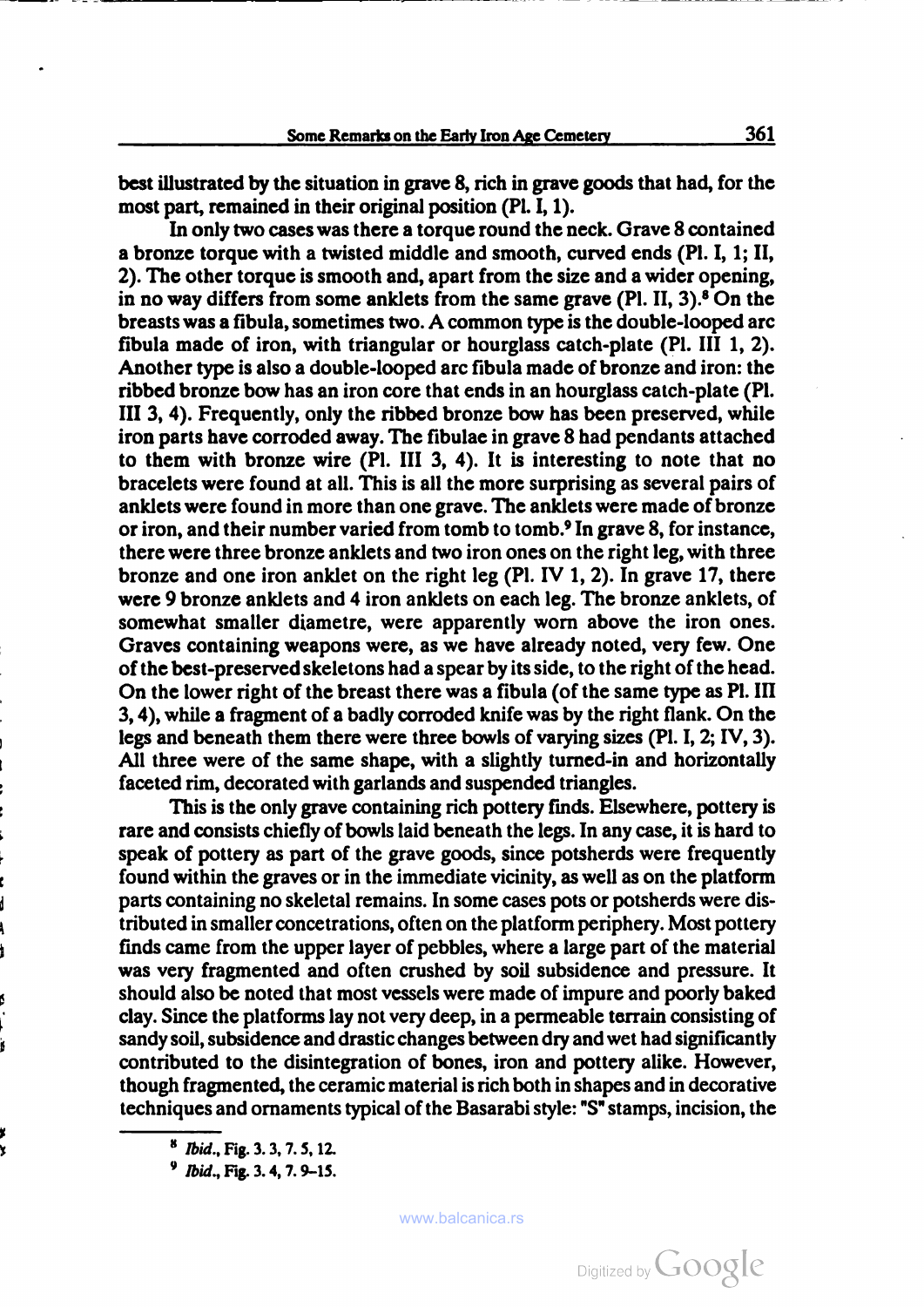best illustrated by the situation in grave 8, rich in grave goods that had, for the most part, remained in their original position (Pl. I, 1).

In only two cases was there a torque round the neck. Grave 8 contained a bronze torque with a twisted middle and smooth, curved ends (Pl. I, 1; II, 2). The other torque is smooth and, apart from the size and a wider opening, in no way differs from some anklets from the same grave (Pl. II, 3).[8] On the breasts was a fibula, sometimes two. A common type is the double-looped arc fibula made of iron, with triangular or hourglass catch-plate (Pl. III 1, 2). Another type is also a double-looped arc fibula made of bronze and iron: the ribbed bronze bow has an iron core that ends in an hourglass catch-plate (Pl. III 3, 4). Frequently, only the ribbed bronze bow has been preserved, while iron parts have corroded away. The fibulae in grave 8 had pendants attached to them with bronze wire (Pl. III 3, 4). It is interesting to note that no bracelets were found at all. This is all the more surprising as several pairs of anklets were found in more than one grave. The anklets were made of bronze or iron, and their number varied from tomb to tomb.[9] In grave 8, for instance, there were three bronze anklets and two iron ones on the right leg, with three bronze and one iron anklet on the right leg (Pl. IV 1, 2). In grave 17, there were 9 bronze anklets and 4 iron anklets on each leg. The bronze anklets, of somewhat smaller diametre, were apparently worn above the iron ones. Graves containing weapons were, as we have already noted, very few. One of the best-preserved skeletons had a spear by its side, to the right of the head. On the lower right of the breast there was a fibula (of the same type as Pl. III 3, 4), while a fragment of a badly corroded knife was by the right flank. On the legs and beneath them there were three bowls of varying sizes (Pl. I, 2; IV, 3). All three were of the same shape, with a slightly turned-in and horizontally faceted rim, decorated with garlands and suspended triangles.

This is the only grave containing rich pottery finds. Elsewhere, pottery is rare and consists chiefly of bowls laid beneath the legs. In any case, it is hard to speak of pottery as part of the grave goods, since potsherds were frequently found within the graves or in the immediate vicinity, as well as on the platform parts containing no skeletal remains. In some cases pots or potsherds were distributed in smaller concetrations, often on the platform periphery. Most pottery finds came from the upper layer of pebbles, where a large part of the material was very fragmented and often crushed by soil subsidence and pressure. It should also be noted that most vessels were made of impure and poorly baked clay. Since the platforms lay not very deep, in a permeable terrain consisting of sandy soil, subsidence and drastic changes between dry and wet had significantly contributed to the disintegration of bones, iron and pottery alike. However, though fragmented, the ceramic material is rich both in shapes and in decorative techniques and ornaments typical of the Basarabi style: "S" stamps, incision, the

[8] *Ibid.*, Fig. 3. 3, 7. 5, 12.

[9] *Ibid.*, Fig. 3. 4, 7. 9–15.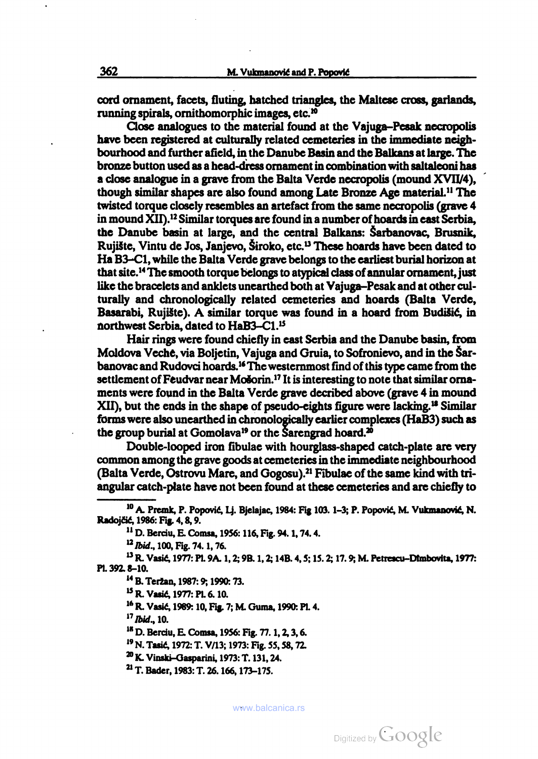cord ornament, facets, fluting, hatched triangles, the Maltese cross, garlands, running spirals, ornithomorphic images, etc.[10]

Close analogues to the material found at the Vajuga–Pesak necropolis have been registered at culturally related cemeteries in the immediate neighbourhood and further afield, in the Danube Basin and the Balkans at large. The bronze button used as a head-dress ornament in combination with saltaleoni has a close analogue in a grave from the Balta Verde necropolis (mound XVII/4), though similar shapes are also found among Late Bronze Age material.[11] The twisted torque closely resembles an artefact from the same necropolis (grave 4 in mound XII).[12] Similar torques are found in a number of hoards in east Serbia, the Danube basin at large, and the central Balkans: Šarbanovac, Brusnik, Rujište, Vintu de Jos, Janjevo, Široko, etc.[13] These hoards have been dated to Ha B3–C1, while the Balta Verde grave belongs to the earliest burial horizon at that site.[14] The smooth torque belongs to atypical class of annular ornament, just like the bracelets and anklets unearthed both at Vajuga–Pesak and at other culturally and chronologically related cemeteries and hoards (Balta Verde, Basarabi, Rujište). A similar torque was found in a hoard from Budišić, in northwest Serbia, dated to HaB3–C1.[15]

Hair rings were found chiefly in east Serbia and the Danube basin, from Moldova Veche, via Boljetin, Vajuga and Gruia, to Sofronievo, and in the Šarbanovac and Rudovci hoards.[16] The westernmost find of this type came from the settlement of Feudvar near Mošorin.[17] It is interesting to note that similar ornaments were found in the Balta Verde grave decribed above (grave 4 in mound XII), but the ends in the shape of pseudo-eights figure were lacking.[18] Similar forms were also unearthed in chronologically earlier complexes (HaB3) such as the group burial at Gomolava[19] or the Šarengrad hoard.[20]

Double-looped iron fibulae with hourglass-shaped catch-plate are very common among the grave goods at cemeteries in the immediate neighbourhood (Balta Verde, Ostrovu Mare, and Gogosu).[21] Fibulae of the same kind with triangular catch-plate have not been found at these cemeteries and are chiefly to

---

[10] A. Premk, P. Popović, Lj. Bjelajac, 1984: Fig 103. 1–3; P. Popović, M. Vukmanović, N. Radojčić, 1986: Fig. 4, 8, 9.

[11] D. Berciu, E. Comsa, 1956: 116, Fig. 94. 1, 74. 4.

[12] *Ibid.*, 100, Fig. 74. 1, 76.

[13] R. Vasić, 1977: Pl. 9A. 1, 2; 9B. 1, 2; 14B. 4, 5; 15. 2; 17. 9; M. Petrescu–Dîmbovita, 1977: Pl. 392. 8–10.

[14] B. Teržan, 1987: 9; 1990: 73.

[15] R. Vasić, 1977: Pl. 6. 10.

[16] R. Vasić, 1989: 10, Fig. 7; M. Guma, 1990: Pl. 4.

[17] *Ibid.*, 10.

[18] D. Berciu, E. Comsa, 1956: Fig. 77. 1, 2, 3, 6.

[19] N. Tasić, 1972: T. V/13; 1973: Fig. 55, 58, 72.

[20] K. Vinski–Gasparini, 1973: T. 131, 24.

[21] T. Bader, 1983: T. 26. 166, 173–175.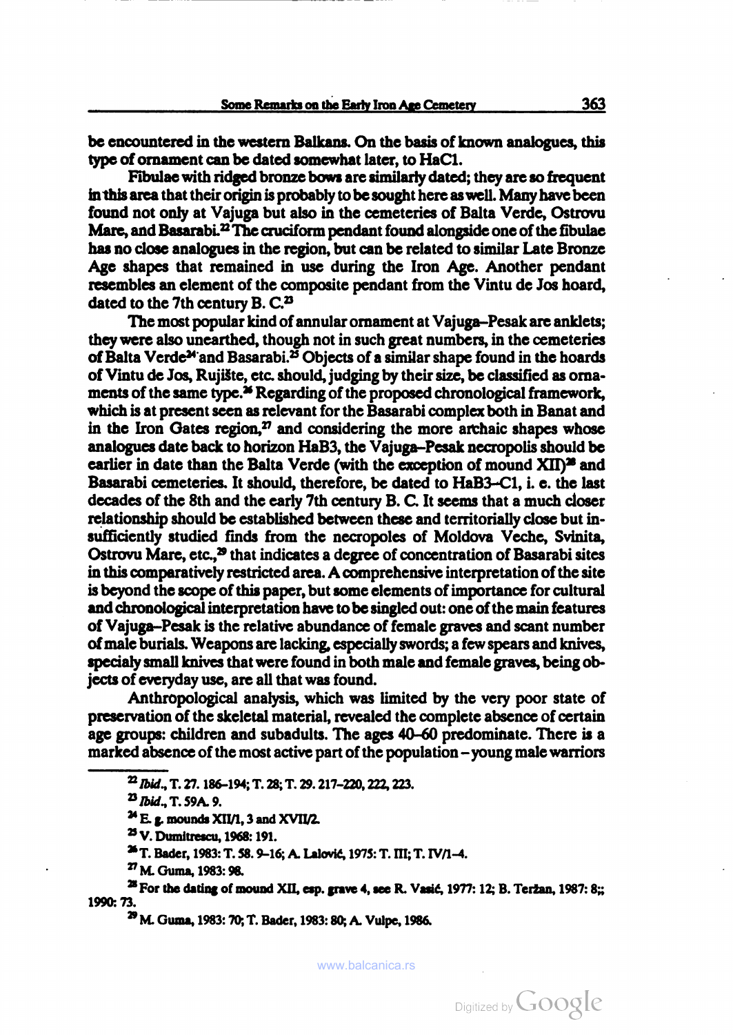be encountered in the western Balkans. On the basis of known analogues, this type of ornament can be dated somewhat later, to HaC1.

Fibulae with ridged bronze bows are similarly dated; they are so frequent in this area that their origin is probably to be sought here as well. Many have been found not only at Vajuga but also in the cemeteries of Balta Verde, Ostrovu Mare, and Basarabi.[22] The cruciform pendant found alongside one of the fibulae has no close analogues in the region, but can be related to similar Late Bronze Age shapes that remained in use during the Iron Age. Another pendant resembles an element of the composite pendant from the Vintu de Jos hoard, dated to the 7th century B. C.[23]

The most popular kind of annular ornament at Vajuga–Pesak are anklets; they were also unearthed, though not in such great numbers, in the cemeteries of Balta Verde[24] and Basarabi.[25] Objects of a similar shape found in the hoards of Vintu de Jos, Rujište, etc. should, judging by their size, be classified as ornaments of the same type.[26] Regarding of the proposed chronological framework, which is at present seen as relevant for the Basarabi complex both in Banat and in the Iron Gates region,[27] and considering the more archaic shapes whose analogues date back to horizon HaB3, the Vajuga–Pesak necropolis should be earlier in date than the Balta Verde (with the exception of mound XII)[28] and Basarabi cemeteries. It should, therefore, be dated to HaB3–C1, i. e. the last decades of the 8th and the early 7th century B. C. It seems that a much closer relationship should be established between these and territorially close but insufficiently studied finds from the necropoles of Moldova Veche, Svinita, Ostrovu Mare, etc.,[29] that indicates a degree of concentration of Basarabi sites in this comparatively restricted area. A comprehensive interpretation of the site is beyond the scope of this paper, but some elements of importance for cultural and chronological interpretation have to be singled out: one of the main features of Vajuga–Pesak is the relative abundance of female graves and scant number of male burials. Weapons are lacking, especially swords; a few spears and knives, specialy small knives that were found in both male and female graves, being objects of everyday use, are all that was found.

Anthropological analysis, which was limited by the very poor state of preservation of the skeletal material, revealed the complete absence of certain age groups: children and subadults. The ages 40–60 predominate. There is a marked absence of the most active part of the population – young male warriors

---

[22] *Ibid.*, T. 27. 186–194; T. 28; T. 29. 217–220, 222, 223.

[23] *Ibid.*, T. 59A. 9.

[24] E. g. mounds XII/1, 3 and XVII/2.

[25] V. Dumitrescu, 1968: 191.

[26] T. Bader, 1983: T. 58. 9–16; A. Lalović, 1975: T. III; T. IV/1–4.

[27] M. Guma, 1983: 98.

[28] For the dating of mound XII, esp. grave 4, see R. Vasić, 1977: 12; B. Teržan, 1987: 8;; 1990: 73.

[29] M. Guma, 1983: 70; T. Bader, 1983: 80; A. Vulpe, 1986.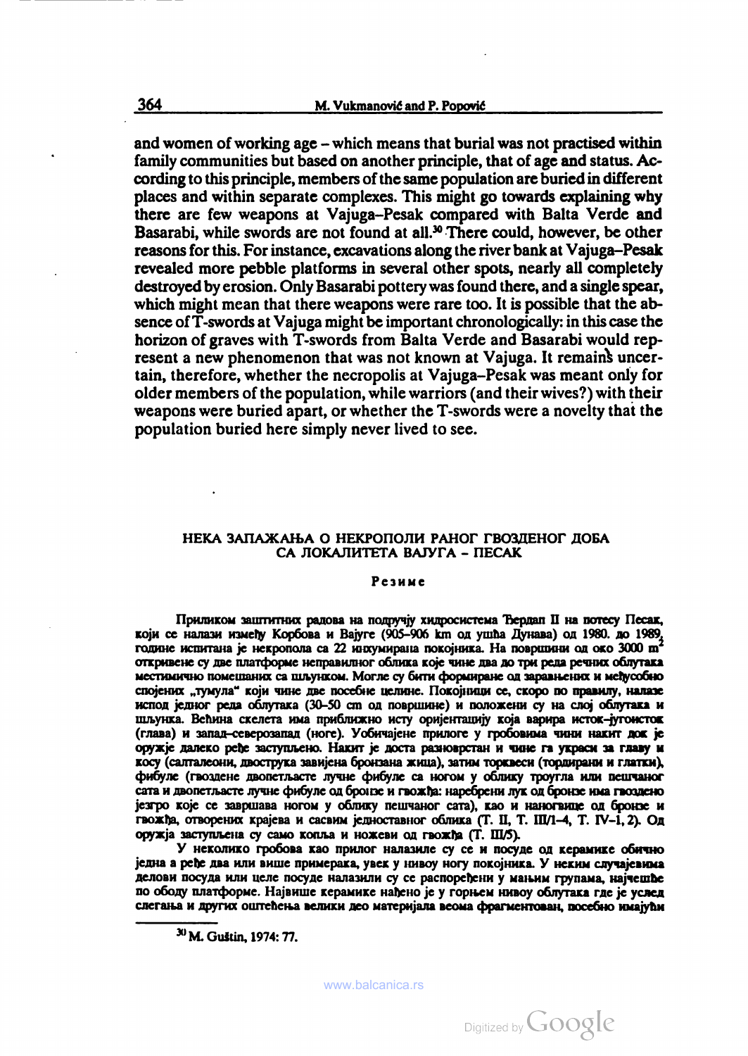and women of working age – which means that burial was not practised within family communities but based on another principle, that of age and status. According to this principle, members of the same population are buried in different places and within separate complexes. This might go towards explaining why there are few weapons at Vajuga–Pesak compared with Balta Verde and Basarabi, while swords are not found at all.[30] There could, however, be other reasons for this. For instance, excavations along the river bank at Vajuga–Pesak revealed more pebble platforms in several other spots, nearly all completely destroyed by erosion. Only Basarabi pottery was found there, and a single spear, which might mean that there weapons were rare too. It is possible that the absence of T-swords at Vajuga might be important chronologically: in this case the horizon of graves with T-swords from Balta Verde and Basarabi would represent a new phenomenon that was not known at Vajuga. It remains uncertain, therefore, whether the necropolis at Vajuga–Pesak was meant only for older members of the population, while warriors (and their wives?) with their weapons were buried apart, or whether the T-swords were a novelty that the population buried here simply never lived to see.

## НЕКА ЗАПАЖАЊА О НЕКРОПОЛИ РАНОГ ГВОЗДЕНОГ ДОБА СА ЛОКАЛИТЕТА ВАЈУГА – ПЕСАК

### Резиме

Приликом заштитних радова на подручју хидросистема Ђердап II на потесу Песак, који се налази између Корбова и Вајуге (905–906 km од ушћа Дунава) од 1980. до 1989. године испитана је некропола са 22 инхумирана покојника. На површини од око 3000 m² откривене су две платформе неправилног облика које чине два до три реда речних облутака местимично помешаних са шљунком. Могле су бити формиране од заравњених и међусобно спојених „тумула" који чине две посебне целине. Покојници се, скоро по правилу, налазе испод једног реда облутака (30–50 cm од површине) и положени су на слој облутака и шљунка. Већина скелета има приближно исту оријентацију која варира исток–југоисток (глава) и запад–северозапад (ноге). Уобичајене прилоге у гробовима чини накит док је оружје далеко ређе заступљено. Накит је доста разноврстан и чине га украси за главу и косу (салталеони, двострука савијена бронзана жица), затим торквеси (тордирани и глатки), фибуле (гвоздене двопетљасте лучне фибуле са ногом у облику троугла или пешчаног сата и двопетљасте лучне фибуле од бронзе и гвожђа: наребрени лук од бронзе има гвоздено језгро које се завршава ногом у облику пешчаног сата), као и наногвице од бронзе и гвожђа, отворених крајева и сасвим једноставног облика (Т. II, Т. III/1–4, Т. IV–1, 2). Од оружја заступљена су само копља и ножеви од гвожђа (Т. III/5).

У неколико гробова као прилог налазиле су се и посуде од керамике обично једна а ређе два или више примерака, увек у нивоу ногу покојника. У неким случајевима делови посуда или целе посуде налазили су се распоређени у мањим групама, најчешће по ободу платформе. Највише керамике нађено је у горњем нивоу облутака где је услед слегања и других оштећења велики део материјала веома фрагментован, посебно имајући

[30] M. Guštin, 1974: 77.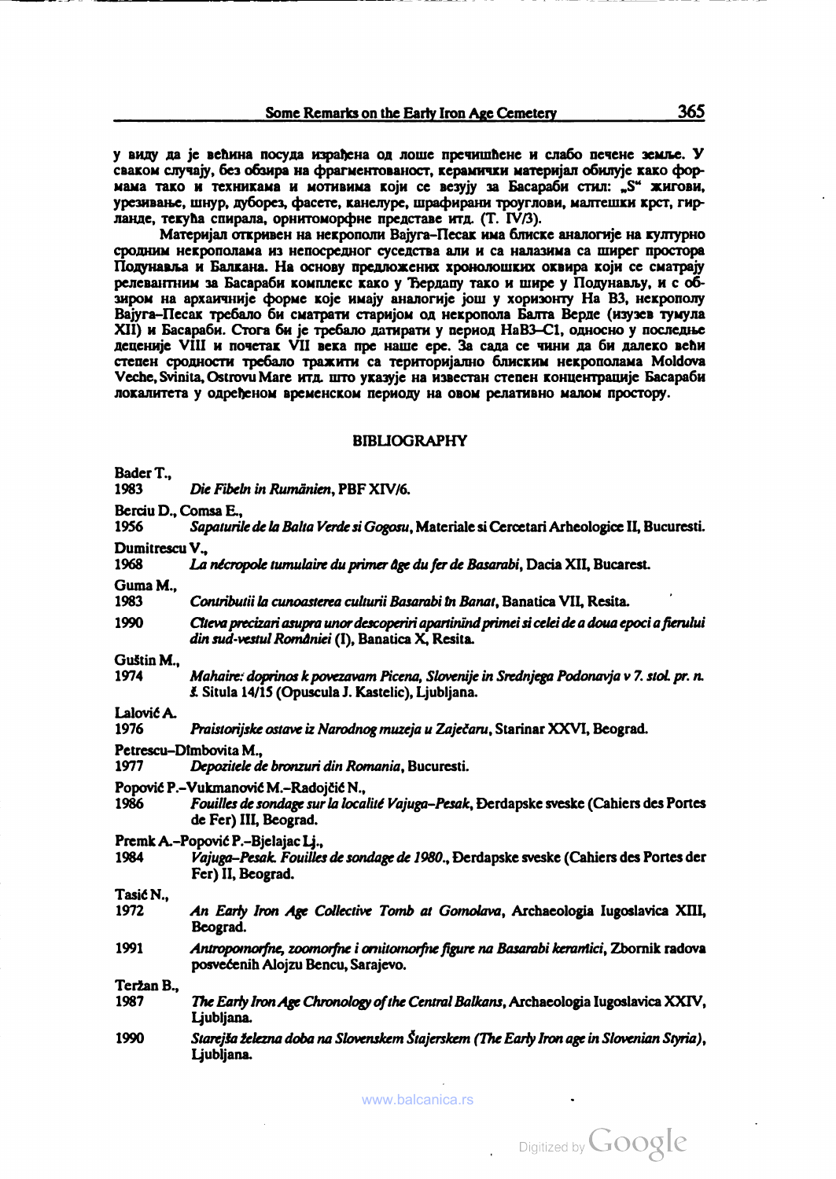у виду да је већина посуда израђена од лоше пречишћене и слабо печене земље. У сваком случају, без обзира на фрагментованост, керамички материјал обилује како формама тако и техникама и мотивима који се везују за Басараби стил: „S" жигови, урезивање, шнур, дуборез, фасете, канелуре, шрафирани троуглови, малтешки крст, гирланде, текућа спирала, орнитоморфне представе итд. (Т. IV/3).

Материјал откривен на некрополи Вајуга–Песак има блиске аналогије на културно сродним некрополама из непосредног суседства али и са налазима са ширег простора Подунавља и Балкана. На основу предложених хронолошких оквира који се сматрају релевантним за Басараби комплекс како у Ђердапу тако и шире у Подунављу, и с обзиром на архаичније форме које имају аналогије још у хоризонту На В3, некрополу Вајуга–Песак требало би сматрати старијом од некропола Балта Верде (изузев тумула XII) и Басараби. Стога би је требало датирати у период HaB3–C1, односно у последње деценије VIII и почетак VII века пре наше ере. За сада се чини да би далеко већи степен сродности требало тражити са територијално блиским некрополама Moldova Veche, Svinita, Ostrovu Mare итд. што указује на известан степен концентрације Басараби локалитета у одређеном временском периоду на овом релативно малом простору.

## BIBLIOGRAPHY

Bader T.,
1983 *Die Fibeln in Rumänien*, PBF XIV/6.

Berciu D., Comsa E.,
1956 *Sapaturile de la Balta Verde si Gogosu*, Materiale si Cercetari Arheologice II, Bucuresti.

Dumitrescu V.,
1968 *La nécropole tumulaire du primer âge du fer de Basarabi*, Dacia XII, Bucarest.

Guma M.,
1983 *Contributii la cunoasterea culturii Basarabi în Banat*, Banatica VII, Resita.

1990 *Câteva precizari asupra unor descoperiri apartinînd primei si celei de a doua epoci a fierului din sud-vestul României (I)*, Banatica X, Resita.

Guštin M.,
1974 *Mahaire: doprinos k povezavam Picena, Slovenije in Srednjega Podonavja v 7. stol. pr. n. š.* Situla 14/15 (Opuscula J. Kastelic), Ljubljana.

Lalović A.
1976 *Praistorijske ostave iz Narodnog muzeja u Zaječaru*, Starinar XXVI, Beograd.

Petrescu–Dîmbovita M.,
1977 *Depozitele de bronzuri din Romania*, Bucuresti.

Popović P.–Vukmanović M.–Radojčić N.,
1986 *Fouilles de sondage sur la localité Vajuga–Pesak*, Đerdapske sveske (Cahiers des Portes de Fer) III, Beograd.

Premk A.–Popović P.–Bjelajac Lj.,
1984 *Vajuga–Pesak. Fouilles de sondage de 1980.*, Đerdapske sveske (Cahiers des Portes der Fer) II, Beograd.

Tasić N.,
1972 *An Early Iron Age Collective Tomb at Gomolava*, Archaeologia Iugoslavica XIII, Beograd.

1991 *Antropomorfne, zoomorfne i ornitomorfne figure na Basarabi keramici*, Zbornik radova posvećenih Alojzu Bencu, Sarajevo.

Teržan B.,
1987 *The Early Iron Age Chronology of the Central Balkans*, Archaeologia Iugoslavica XXIV, Ljubljana.

1990 *Starejša železna doba na Slovenskem Štajerskem (The Early Iron age in Slovenian Styria)*, Ljubljana.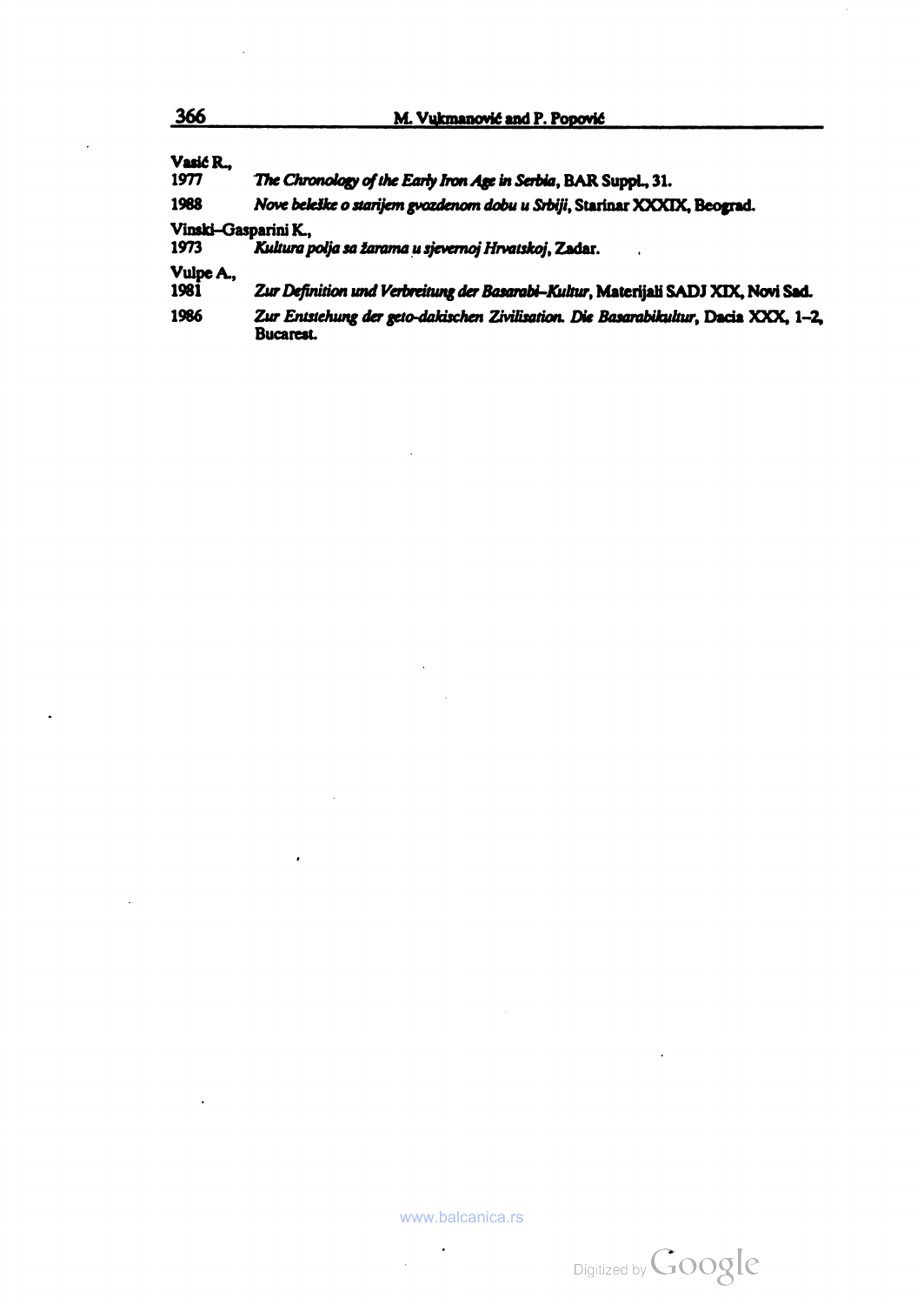Vasić R.,

1977 *The Chronology of the Early Iron Age in Serbia*, BAR Suppl., 31.

1988 *Nove beleške o starijem gvozdenom dobu u Srbiji*, Starinar XXXIX, Beograd.

Vinski–Gasparini K.,

1973 *Kultura polja sa žarama u sjevernoj Hrvatskoj*, Zadar.

Vulpe A.,

1981 *Zur Definition und Verbreitung der Basarabi–Kultur*, Materijali SADJ XIX, Novi Sad.

1986 *Zur Entstehung der geto-dakischen Zivilisation. Die Basarabikultur*, Dacia XXX, 1–2, Bucarest.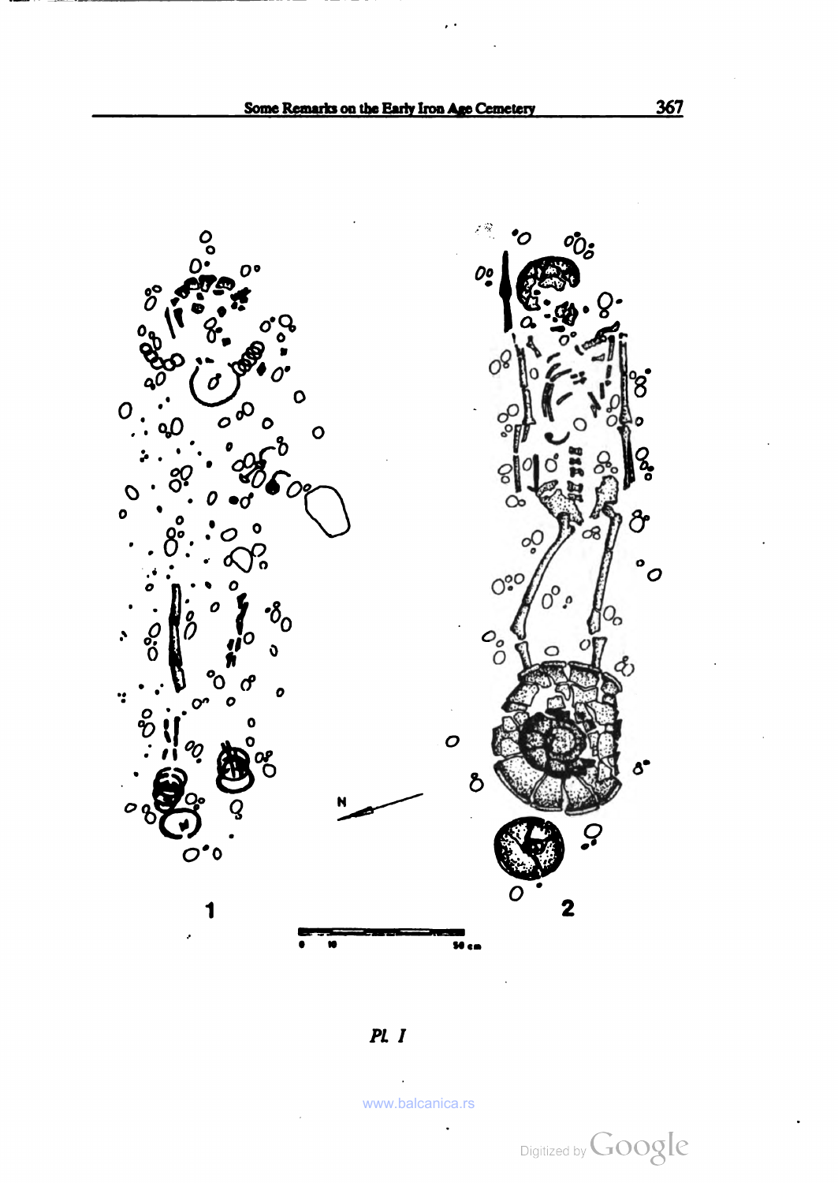Pl. I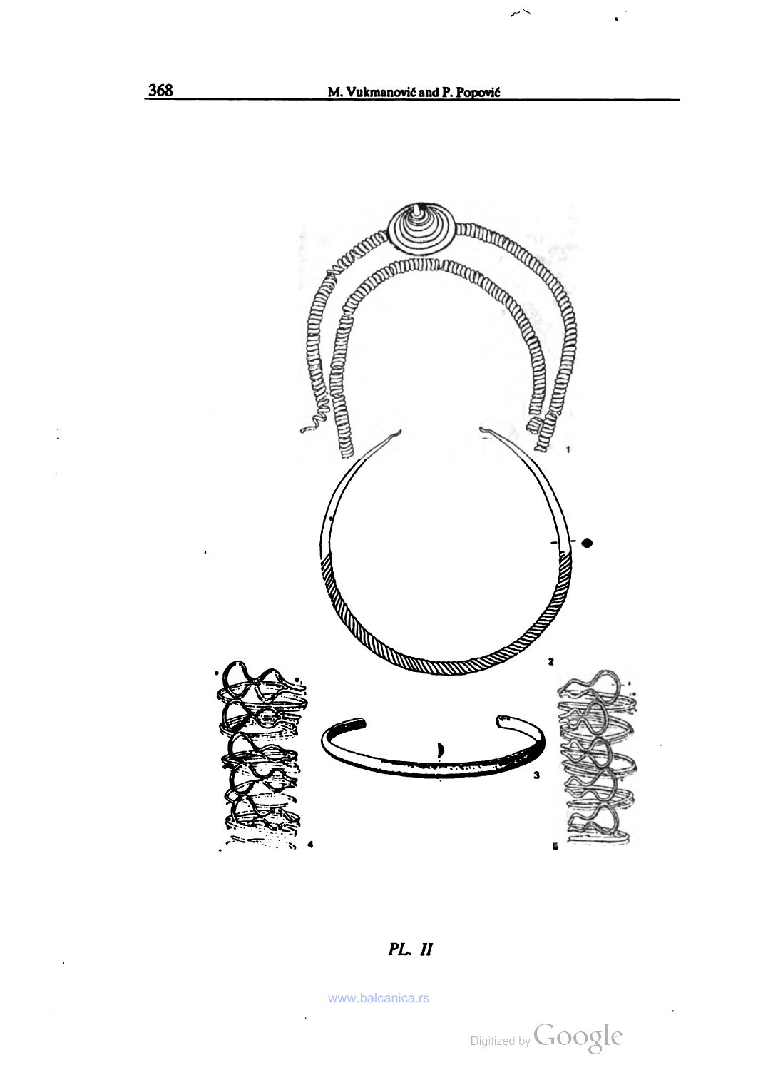1

2

3

4

5

*PL. II*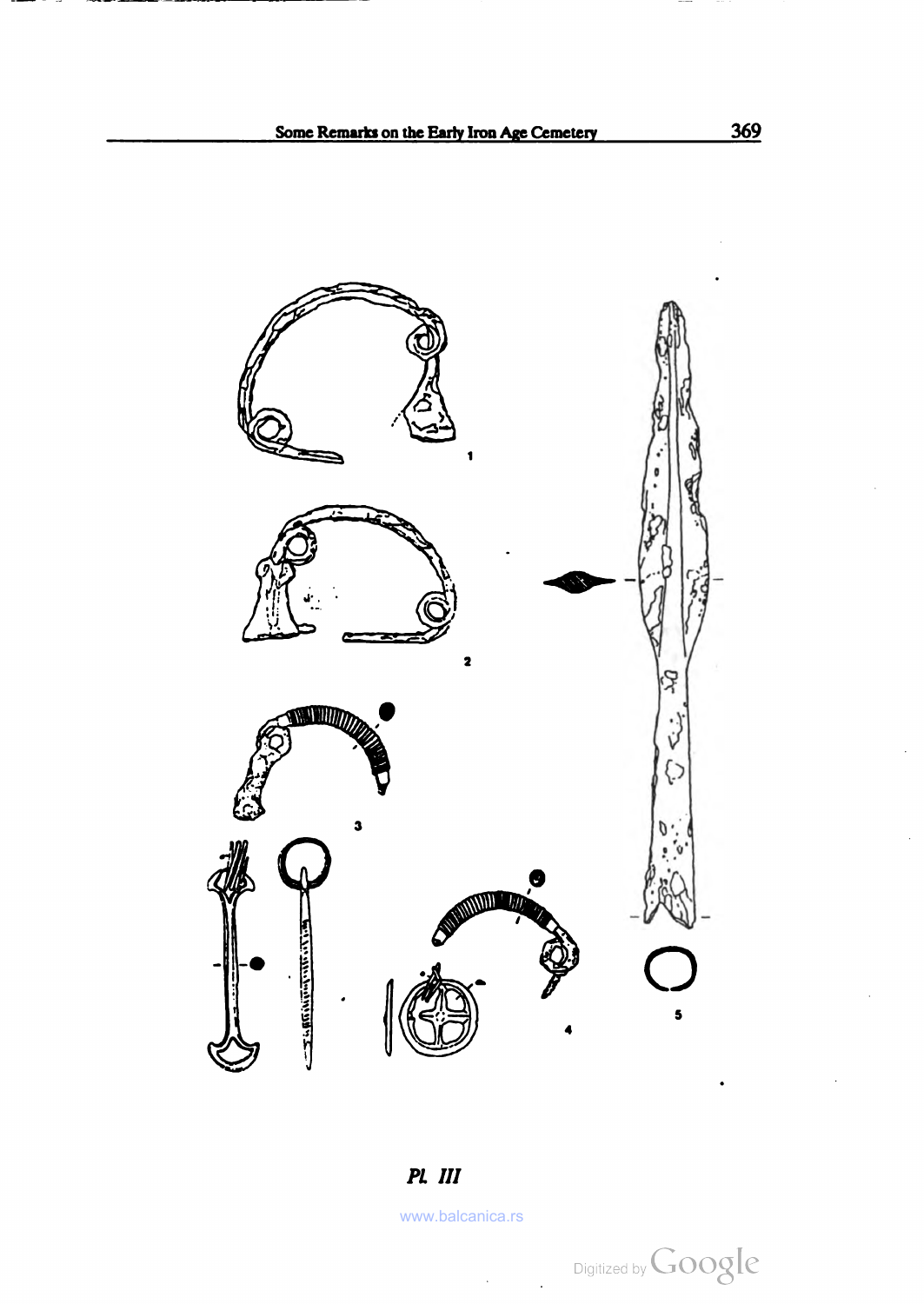*Pl. III*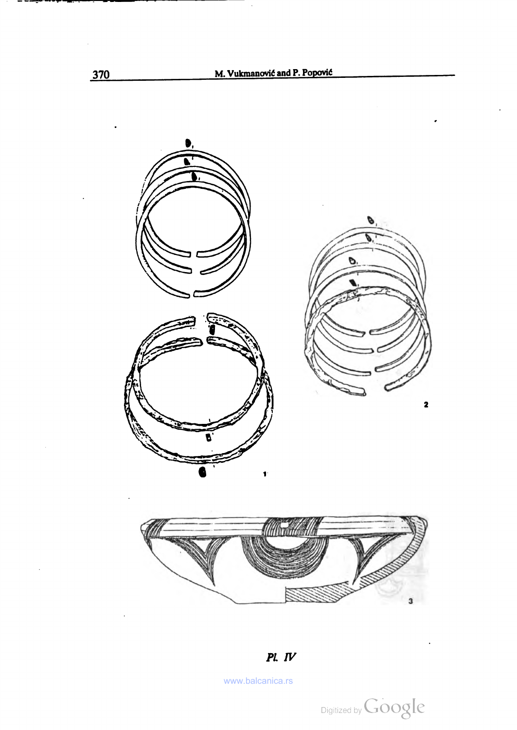1

2

3

*Pl. IV*